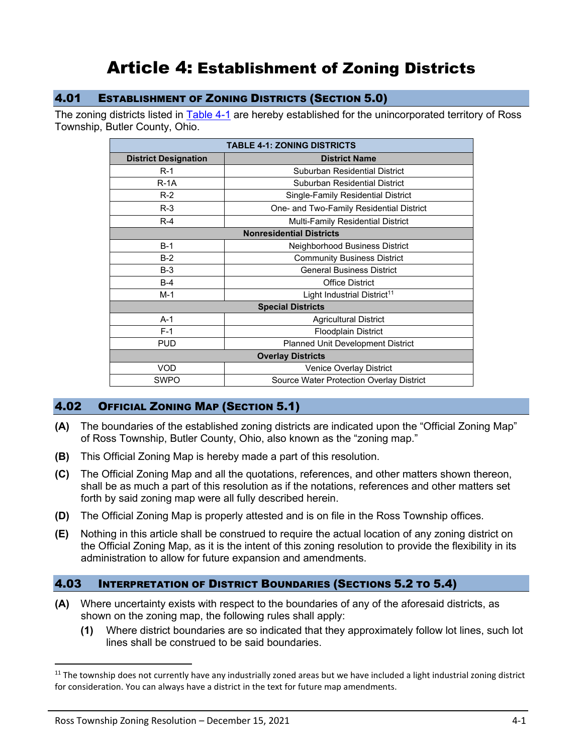# Article 4: Establishment of Zoning Districts

## 4.01 Establishment of Zoning Districts (Section 5.0)

The zoning districts listed in Table 4-1 are hereby established for the unincorporated territory of Ross Township, Butler County, Ohio.

| TABLE 4-1: ZONING DISTRICTS | |
|---|---|
| **District Designation** | **District Name** |
| R-1 | Suburban Residential District |
| R-1A | Suburban Residential District |
| R-2 | Single-Family Residential District |
| R-3 | One- and Two-Family Residential District |
| R-4 | Multi-Family Residential District |
| **Nonresidential Districts** | |
| B-1 | Neighborhood Business District |
| B-2 | Community Business District |
| B-3 | General Business District |
| B-4 | Office District |
| M-1 | Light Industrial District[11] |
| **Special Districts** | |
| A-1 | Agricultural District |
| F-1 | Floodplain District |
| PUD | Planned Unit Development District |
| **Overlay Districts** | |
| VOD | Venice Overlay District |
| SWPO | Source Water Protection Overlay District |

## 4.02 Official Zoning Map (Section 5.1)

**(A)** The boundaries of the established zoning districts are indicated upon the "Official Zoning Map" of Ross Township, Butler County, Ohio, also known as the "zoning map."

**(B)** This Official Zoning Map is hereby made a part of this resolution.

**(C)** The Official Zoning Map and all the quotations, references, and other matters shown thereon, shall be as much a part of this resolution as if the notations, references and other matters set forth by said zoning map were all fully described herein.

**(D)** The Official Zoning Map is properly attested and is on file in the Ross Township offices.

**(E)** Nothing in this article shall be construed to require the actual location of any zoning district on the Official Zoning Map, as it is the intent of this zoning resolution to provide the flexibility in its administration to allow for future expansion and amendments.

## 4.03 Interpretation of District Boundaries (Sections 5.2 to 5.4)

**(A)** Where uncertainty exists with respect to the boundaries of any of the aforesaid districts, as shown on the zoning map, the following rules shall apply:

**(1)** Where district boundaries are so indicated that they approximately follow lot lines, such lot lines shall be construed to be said boundaries.

---

[11] The township does not currently have any industrially zoned areas but we have included a light industrial zoning district for consideration. You can always have a district in the text for future map amendments.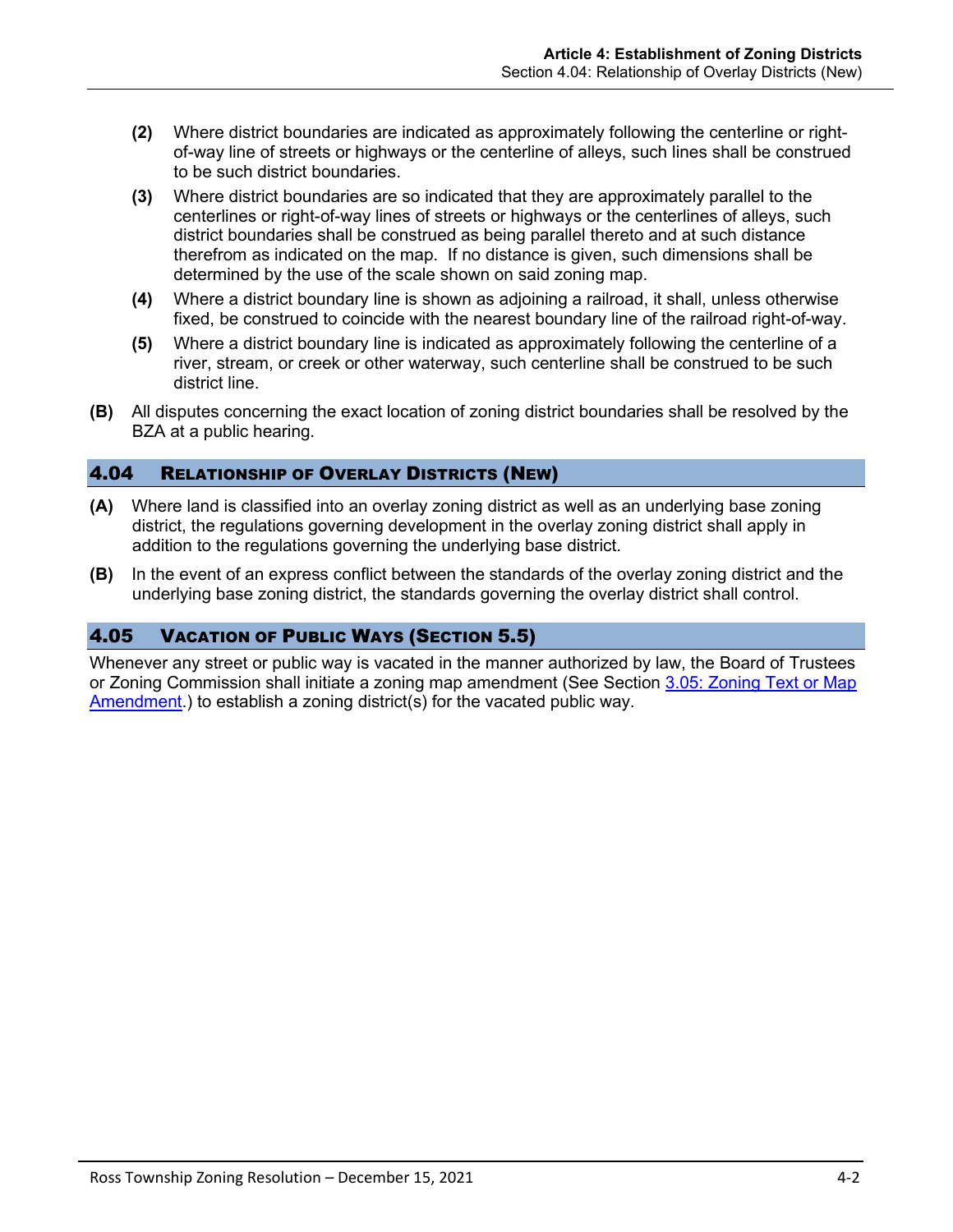**(2)** Where district boundaries are indicated as approximately following the centerline or right-of-way line of streets or highways or the centerline of alleys, such lines shall be construed to be such district boundaries.

**(3)** Where district boundaries are so indicated that they are approximately parallel to the centerlines or right-of-way lines of streets or highways or the centerlines of alleys, such district boundaries shall be construed as being parallel thereto and at such distance therefrom as indicated on the map. If no distance is given, such dimensions shall be determined by the use of the scale shown on said zoning map.

**(4)** Where a district boundary line is shown as adjoining a railroad, it shall, unless otherwise fixed, be construed to coincide with the nearest boundary line of the railroad right-of-way.

**(5)** Where a district boundary line is indicated as approximately following the centerline of a river, stream, or creek or other waterway, such centerline shall be construed to be such district line.

**(B)** All disputes concerning the exact location of zoning district boundaries shall be resolved by the BZA at a public hearing.

## 4.04 Relationship of Overlay Districts (New)

**(A)** Where land is classified into an overlay zoning district as well as an underlying base zoning district, the regulations governing development in the overlay zoning district shall apply in addition to the regulations governing the underlying base district.

**(B)** In the event of an express conflict between the standards of the overlay zoning district and the underlying base zoning district, the standards governing the overlay district shall control.

## 4.05 Vacation of Public Ways (Section 5.5)

Whenever any street or public way is vacated in the manner authorized by law, the Board of Trustees or Zoning Commission shall initiate a zoning map amendment (See Section 3.05: Zoning Text or Map Amendment.) to establish a zoning district(s) for the vacated public way.